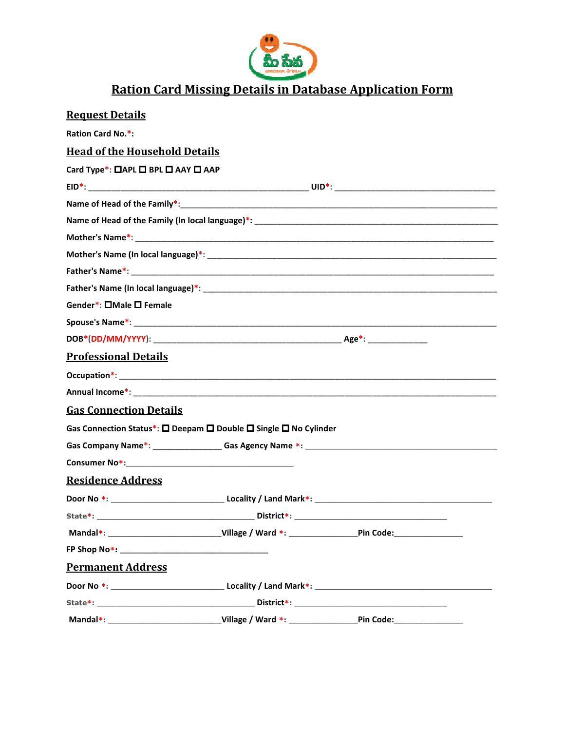# Ration Card Missing Details in Database Application Form

## Request Details

Ration Card No.*:

## Head of the Household Details

Card Type*: ☐APL ☐ BPL ☐ AAY ☐ AAP

EID*: ______________________________________________ UID*: __________________________________

Name of Head of the Family*:______________________________________________________________________

Name of Head of the Family (In local language)*: _____________________________________________________

Mother's Name*: _______________________________________________________________________________

Mother's Name (In local language)*: _______________________________________________________________

Father's Name*: _______________________________________________________________________________

Father's Name (In local language)*: _______________________________________________________________

Gender*: ☐Male ☐ Female

Spouse's Name*: _______________________________________________________________________________

DOB*(DD/MM/YYYY): ________________________________________ Age*: ____________

## Professional Details

Occupation*: __________________________________________________________________________________

Annual Income*: _______________________________________________________________________________

## Gas Connection Details

Gas Connection Status*: ☐ Deepam ☐ Double ☐ Single ☐ No Cylinder

Gas Company Name*: ______________ Gas Agency Name *: ________________________________________

Consumer No*:___________________________________

## Residence Address

Door No *: ________________________ Locality / Land Mark*: _____________________________________

State*: _________________________________ District*: ________________________________

Mandal*: ________________________Village / Ward *: ______________Pin Code:______________

FP Shop No*: _______________________________

## Permanent Address

Door No *: ________________________ Locality / Land Mark*: _____________________________________

State*: _________________________________ District*: ________________________________

Mandal*: ________________________Village / Ward *: ______________Pin Code:______________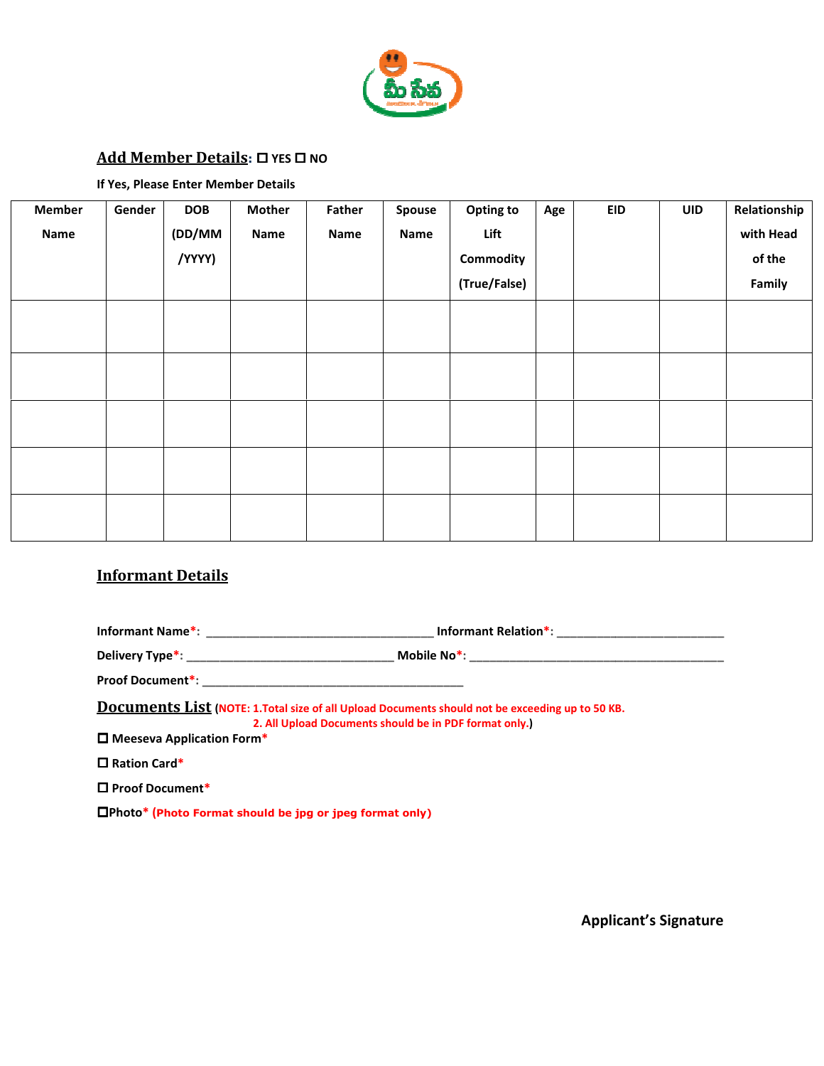## Add Member Details: ☐ YES ☐ NO

**If Yes, Please Enter Member Details**

| Member Name | Gender | DOB (DD/MM/YYYY) | Mother Name | Father Name | Spouse Name | Opting to Lift Commodity (True/False) | Age | EID | UID | Relationship with Head of the Family |
|---|---|---|---|---|---|---|---|---|---|---|
| | | | | | | | | | | |
| | | | | | | | | | | |
| | | | | | | | | | | |
| | | | | | | | | | | |
| | | | | | | | | | | |

## Informant Details

**Informant Name*:** ________________________________ **Informant Relation*:** _________________________

**Delivery Type*:** ______________________________ **Mobile No*:** ____________________________________

**Proof Document*:** _____________________________________

## Documents List (NOTE: 1.Total size of all Upload Documents should not be exceeding up to 50 KB. 2. All Upload Documents should be in PDF format only.)

☐ **Meeseva Application Form***

☐ **Ration Card***

☐ **Proof Document***

☐**Photo*** **(Photo Format should be jpg or jpeg format only)**

**Applicant's Signature**